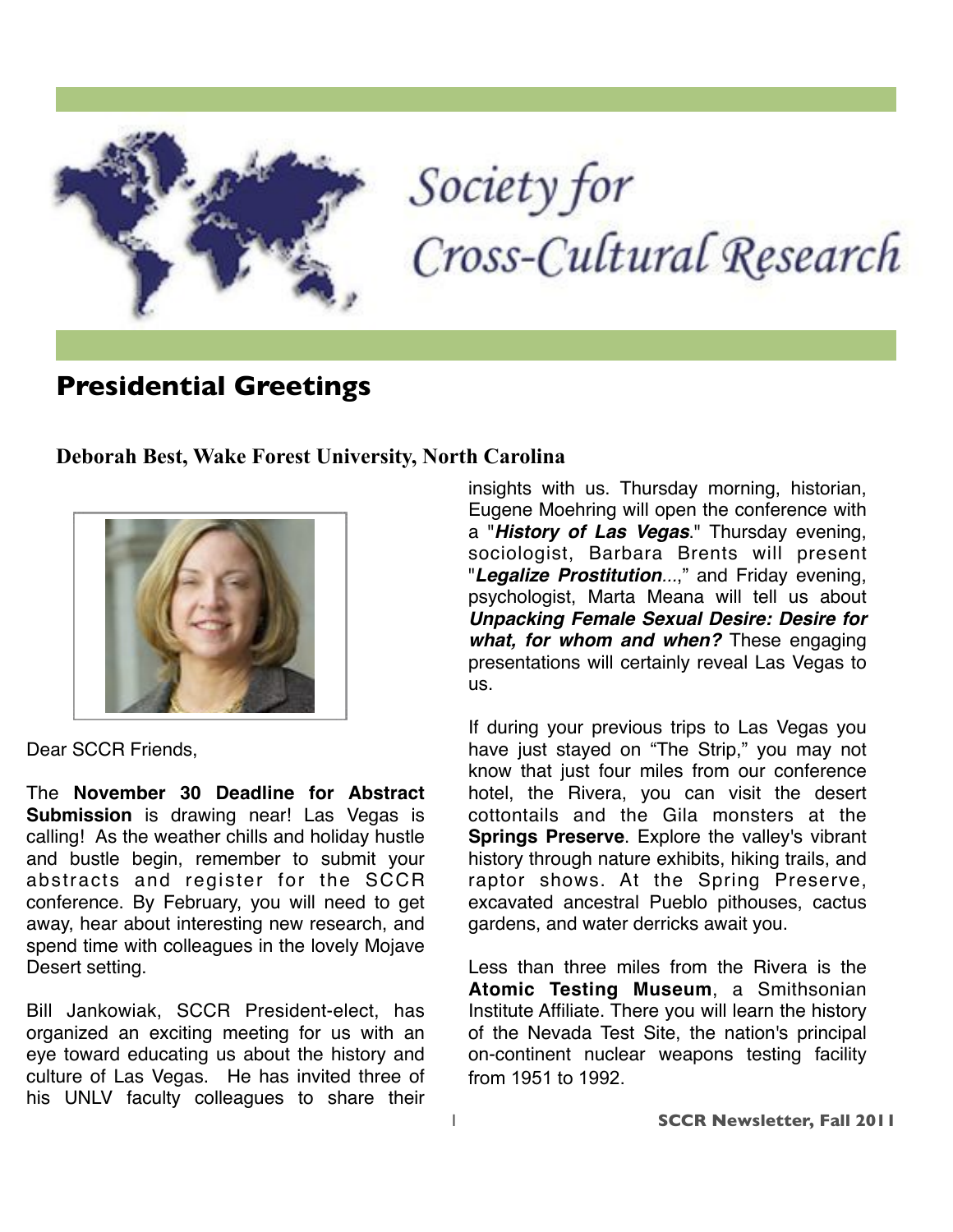# Society for Cross-Cultural Research

## Presidential Greetings

**Deborah Best, Wake Forest University, North Carolina**

Dear SCCR Friends,

The **November 30 Deadline for Abstract Submission** is drawing near! Las Vegas is calling! As the weather chills and holiday hustle and bustle begin, remember to submit your abstracts and register for the SCCR conference. By February, you will need to get away, hear about interesting new research, and spend time with colleagues in the lovely Mojave Desert setting.

Bill Jankowiak, SCCR President-elect, has organized an exciting meeting for us with an eye toward educating us about the history and culture of Las Vegas. He has invited three of his UNLV faculty colleagues to share their insights with us. Thursday morning, historian, Eugene Moehring will open the conference with a "***History of Las Vegas***." Thursday evening, sociologist, Barbara Brents will present "***Legalize Prostitution***...," and Friday evening, psychologist, Marta Meana will tell us about ***Unpacking Female Sexual Desire: Desire for what, for whom and when?*** These engaging presentations will certainly reveal Las Vegas to us.

If during your previous trips to Las Vegas you have just stayed on "The Strip," you may not know that just four miles from our conference hotel, the Rivera, you can visit the desert cottontails and the Gila monsters at the **Springs Preserve**. Explore the valley's vibrant history through nature exhibits, hiking trails, and raptor shows. At the Spring Preserve, excavated ancestral Pueblo pithouses, cactus gardens, and water derricks await you.

Less than three miles from the Rivera is the **Atomic Testing Museum**, a Smithsonian Institute Affiliate. There you will learn the history of the Nevada Test Site, the nation's principal on-continent nuclear weapons testing facility from 1951 to 1992.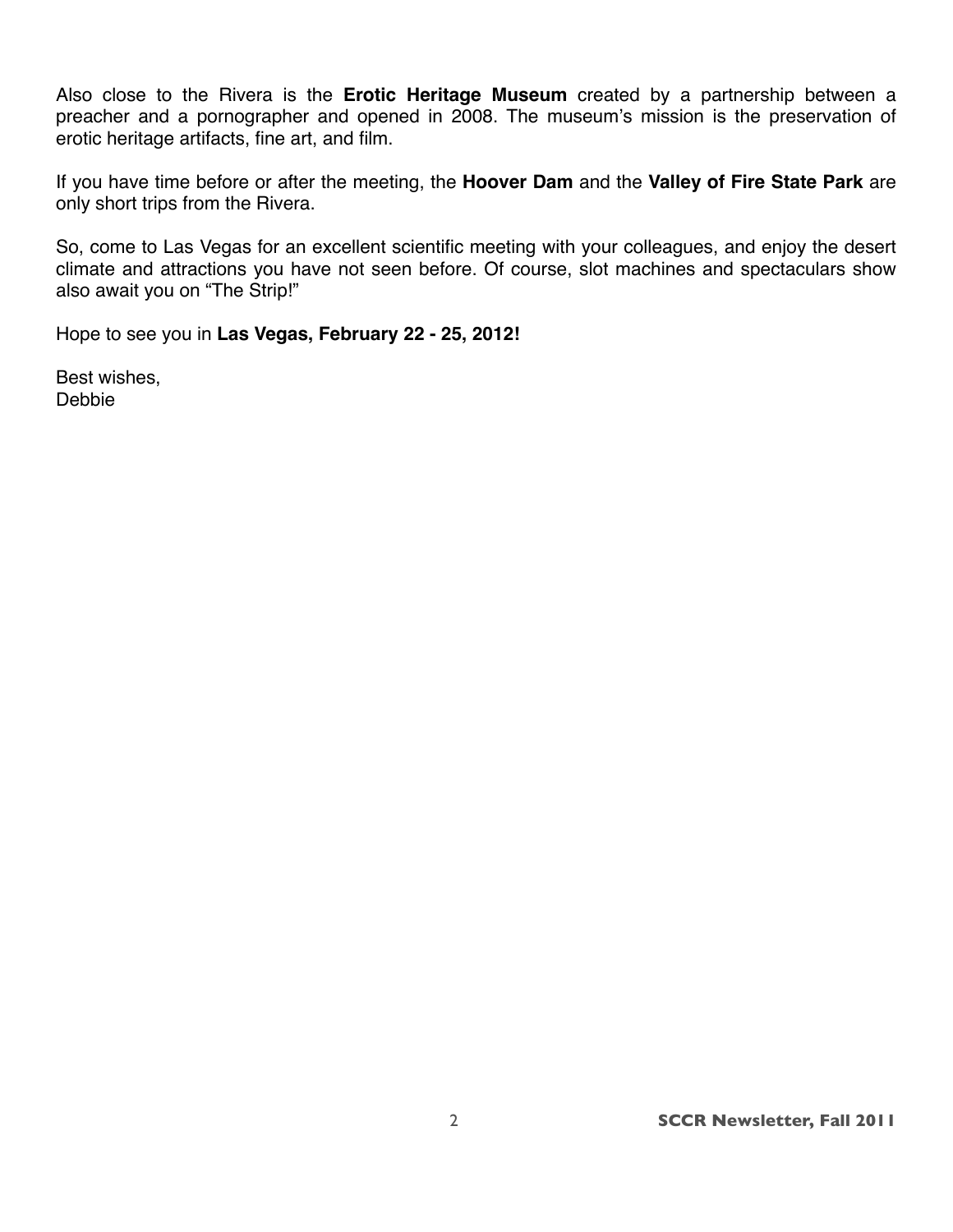Also close to the Rivera is the **Erotic Heritage Museum** created by a partnership between a preacher and a pornographer and opened in 2008. The museum's mission is the preservation of erotic heritage artifacts, fine art, and film.

If you have time before or after the meeting, the **Hoover Dam** and the **Valley of Fire State Park** are only short trips from the Rivera.

So, come to Las Vegas for an excellent scientific meeting with your colleagues, and enjoy the desert climate and attractions you have not seen before. Of course, slot machines and spectaculars show also await you on "The Strip!"

Hope to see you in **Las Vegas, February 22 - 25, 2012!**

Best wishes,
Debbie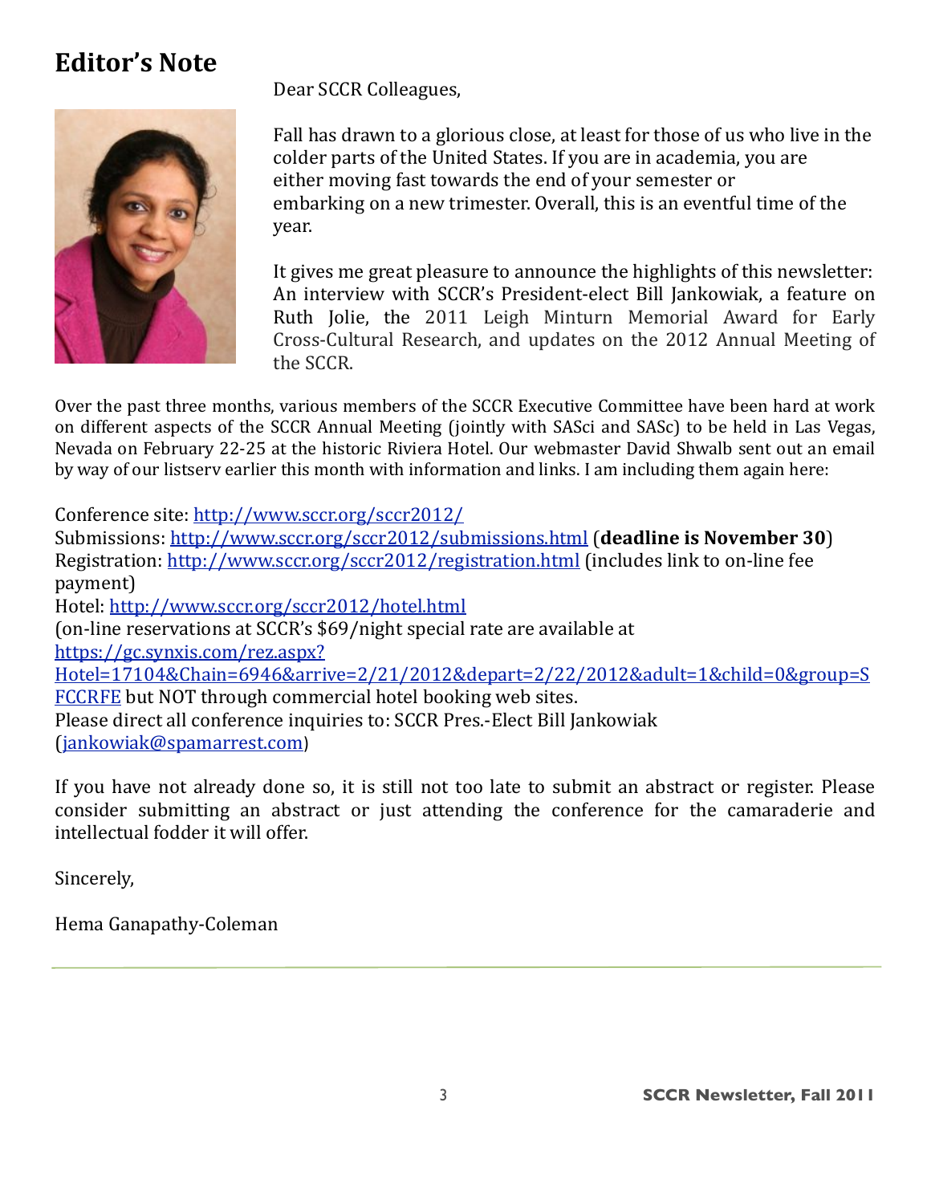# Editor's Note

Dear SCCR Colleagues,

Fall has drawn to a glorious close, at least for those of us who live in the colder parts of the United States. If you are in academia, you are either moving fast towards the end of your semester or embarking on a new trimester. Overall, this is an eventful time of the year.

It gives me great pleasure to announce the highlights of this newsletter: An interview with SCCR's President-elect Bill Jankowiak, a feature on Ruth Jolie, the 2011 Leigh Minturn Memorial Award for Early Cross-Cultural Research, and updates on the 2012 Annual Meeting of the SCCR.

Over the past three months, various members of the SCCR Executive Committee have been hard at work on different aspects of the SCCR Annual Meeting (jointly with SASci and SASc) to be held in Las Vegas, Nevada on February 22-25 at the historic Riviera Hotel. Our webmaster David Shwalb sent out an email by way of our listserv earlier this month with information and links. I am including them again here:

Conference site: http://www.sccr.org/sccr2012/
Submissions: http://www.sccr.org/sccr2012/submissions.html (**deadline is November 30**)
Registration: http://www.sccr.org/sccr2012/registration.html (includes link to on-line fee payment)
Hotel: http://www.sccr.org/sccr2012/hotel.html
(on-line reservations at SCCR's $69/night special rate are available at https://gc.synxis.com/rez.aspx?Hotel=17104&Chain=6946&arrive=2/21/2012&depart=2/22/2012&adult=1&child=0&group=SFCCRFE but NOT through commercial hotel booking web sites.
Please direct all conference inquiries to: SCCR Pres.-Elect Bill Jankowiak (jankowiak@spamarrest.com)

If you have not already done so, it is still not too late to submit an abstract or register. Please consider submitting an abstract or just attending the conference for the camaraderie and intellectual fodder it will offer.

Sincerely,

Hema Ganapathy-Coleman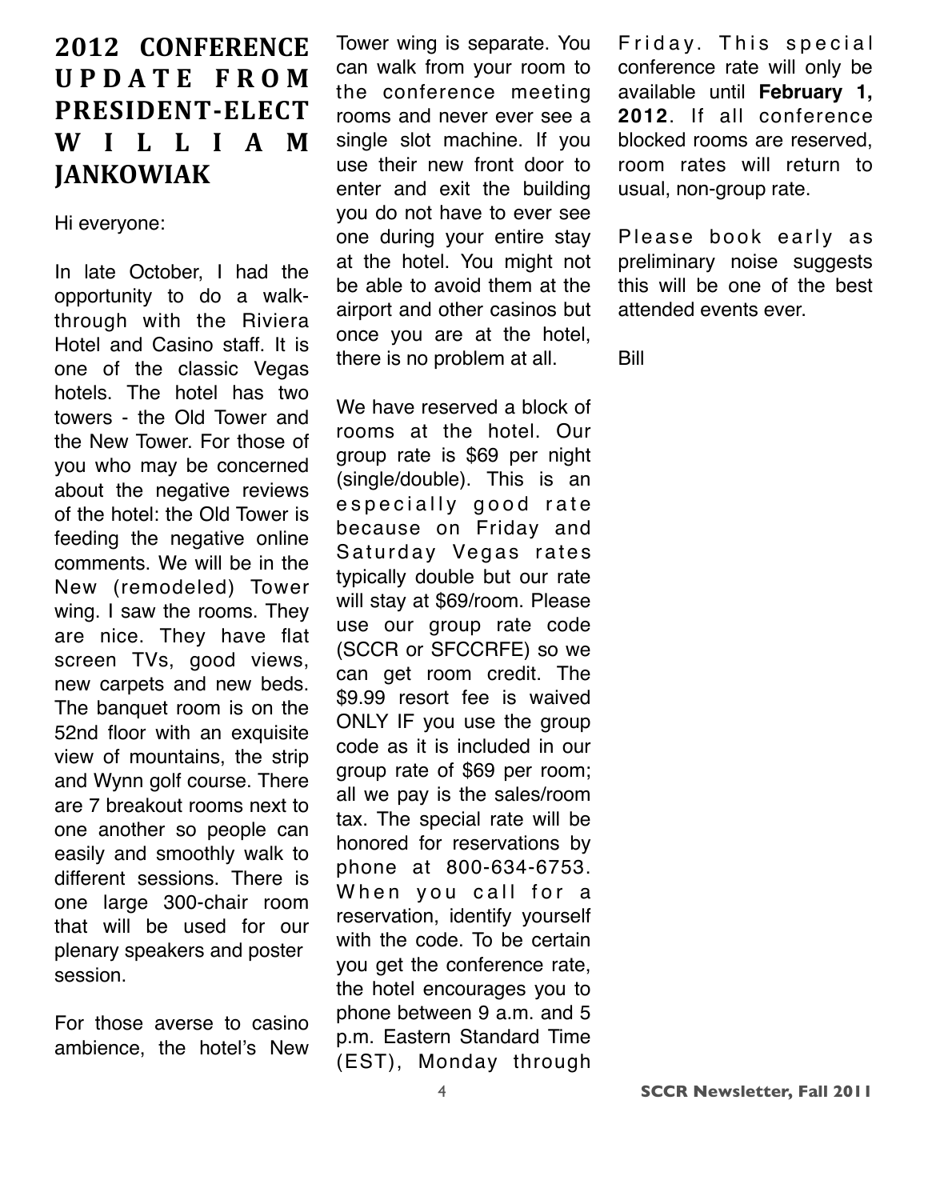## 2012 CONFERENCE UPDATE FROM PRESIDENT-ELECT WILLIAM JANKOWIAK

Hi everyone:

In late October, I had the opportunity to do a walk-through with the Riviera Hotel and Casino staff. It is one of the classic Vegas hotels. The hotel has two towers - the Old Tower and the New Tower. For those of you who may be concerned about the negative reviews of the hotel: the Old Tower is feeding the negative online comments. We will be in the New (remodeled) Tower wing. I saw the rooms. They are nice. They have flat screen TVs, good views, new carpets and new beds. The banquet room is on the 52nd floor with an exquisite view of mountains, the strip and Wynn golf course. There are 7 breakout rooms next to one another so people can easily and smoothly walk to different sessions. There is one large 300-chair room that will be used for our plenary speakers and poster session.

For those averse to casino ambience, the hotel's New Tower wing is separate. You can walk from your room to the conference meeting rooms and never ever see a single slot machine. If you use their new front door to enter and exit the building you do not have to ever see one during your entire stay at the hotel. You might not be able to avoid them at the airport and other casinos but once you are at the hotel, there is no problem at all.

We have reserved a block of rooms at the hotel. Our group rate is $69 per night (single/double). This is an especially good rate because on Friday and Saturday Vegas rates typically double but our rate will stay at $69/room. Please use our group rate code (SCCR or SFCCRFE) so we can get room credit. The $9.99 resort fee is waived ONLY IF you use the group code as it is included in our group rate of $69 per room; all we pay is the sales/room tax. The special rate will be honored for reservations by phone at 800-634-6753. When you call for a reservation, identify yourself with the code. To be certain you get the conference rate, the hotel encourages you to phone between 9 a.m. and 5 p.m. Eastern Standard Time (EST), Monday through Friday. This special conference rate will only be available until **February 1, 2012**. If all conference blocked rooms are reserved, room rates will return to usual, non-group rate.

Please book early as preliminary noise suggests this will be one of the best attended events ever.

Bill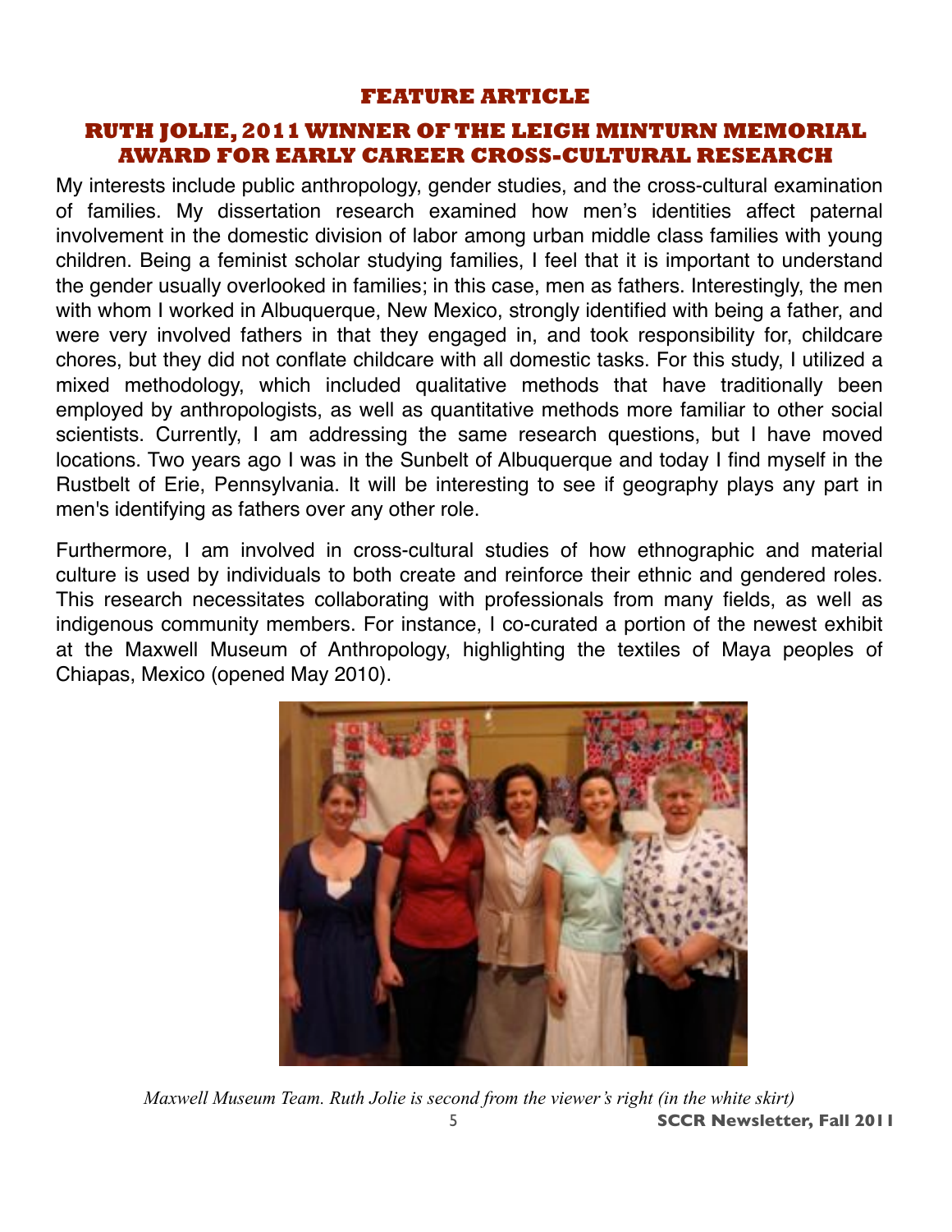**FEATURE ARTICLE**

## RUTH JOLIE, 2011 WINNER OF THE LEIGH MINTURN MEMORIAL AWARD FOR EARLY CAREER CROSS-CULTURAL RESEARCH

My interests include public anthropology, gender studies, and the cross-cultural examination of families. My dissertation research examined how men's identities affect paternal involvement in the domestic division of labor among urban middle class families with young children. Being a feminist scholar studying families, I feel that it is important to understand the gender usually overlooked in families; in this case, men as fathers. Interestingly, the men with whom I worked in Albuquerque, New Mexico, strongly identified with being a father, and were very involved fathers in that they engaged in, and took responsibility for, childcare chores, but they did not conflate childcare with all domestic tasks. For this study, I utilized a mixed methodology, which included qualitative methods that have traditionally been employed by anthropologists, as well as quantitative methods more familiar to other social scientists. Currently, I am addressing the same research questions, but I have moved locations. Two years ago I was in the Sunbelt of Albuquerque and today I find myself in the Rustbelt of Erie, Pennsylvania. It will be interesting to see if geography plays any part in men's identifying as fathers over any other role.

Furthermore, I am involved in cross-cultural studies of how ethnographic and material culture is used by individuals to both create and reinforce their ethnic and gendered roles. This research necessitates collaborating with professionals from many fields, as well as indigenous community members. For instance, I co-curated a portion of the newest exhibit at the Maxwell Museum of Anthropology, highlighting the textiles of Maya peoples of Chiapas, Mexico (opened May 2010).

*Maxwell Museum Team. Ruth Jolie is second from the viewer's right (in the white skirt)*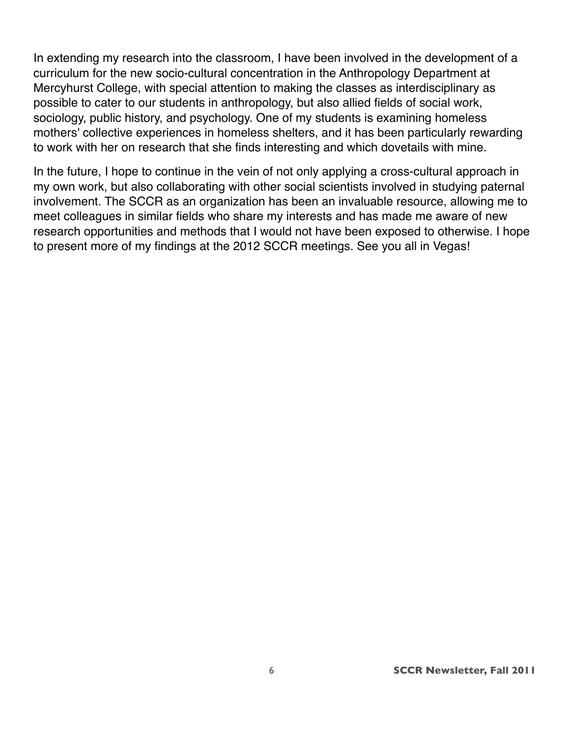In extending my research into the classroom, I have been involved in the development of a curriculum for the new socio-cultural concentration in the Anthropology Department at Mercyhurst College, with special attention to making the classes as interdisciplinary as possible to cater to our students in anthropology, but also allied fields of social work, sociology, public history, and psychology. One of my students is examining homeless mothers' collective experiences in homeless shelters, and it has been particularly rewarding to work with her on research that she finds interesting and which dovetails with mine.

In the future, I hope to continue in the vein of not only applying a cross-cultural approach in my own work, but also collaborating with other social scientists involved in studying paternal involvement. The SCCR as an organization has been an invaluable resource, allowing me to meet colleagues in similar fields who share my interests and has made me aware of new research opportunities and methods that I would not have been exposed to otherwise. I hope to present more of my findings at the 2012 SCCR meetings. See you all in Vegas!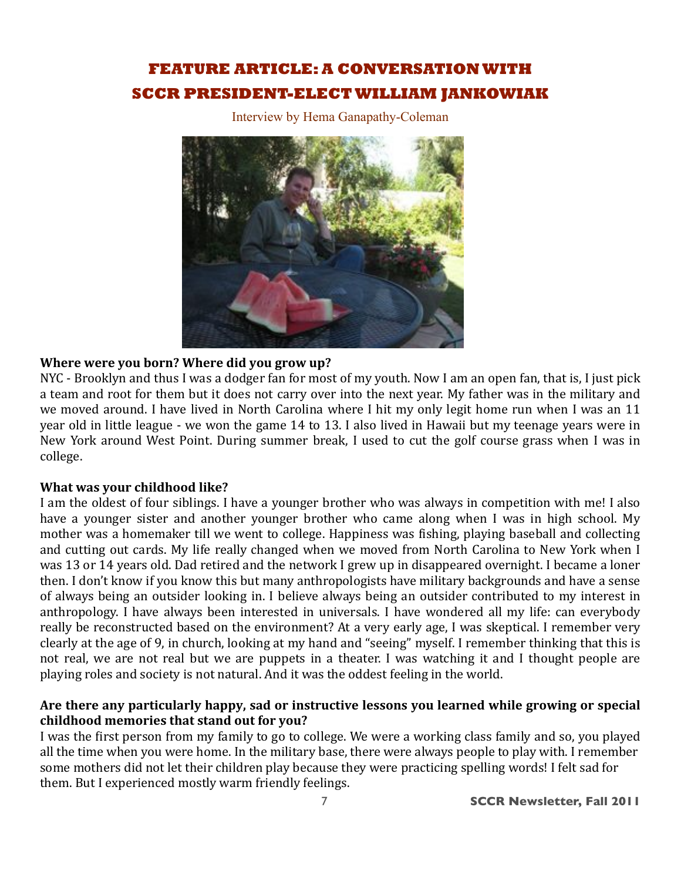# FEATURE ARTICLE: A CONVERSATION WITH SCCR PRESIDENT-ELECT WILLIAM JANKOWIAK

Interview by Hema Ganapathy-Coleman

**Where were you born? Where did you grow up?**

NYC - Brooklyn and thus I was a dodger fan for most of my youth. Now I am an open fan, that is, I just pick a team and root for them but it does not carry over into the next year. My father was in the military and we moved around. I have lived in North Carolina where I hit my only legit home run when I was an 11 year old in little league - we won the game 14 to 13. I also lived in Hawaii but my teenage years were in New York around West Point. During summer break, I used to cut the golf course grass when I was in college.

**What was your childhood like?**

I am the oldest of four siblings. I have a younger brother who was always in competition with me! I also have a younger sister and another younger brother who came along when I was in high school. My mother was a homemaker till we went to college. Happiness was fishing, playing baseball and collecting and cutting out cards. My life really changed when we moved from North Carolina to New York when I was 13 or 14 years old. Dad retired and the network I grew up in disappeared overnight. I became a loner then. I don't know if you know this but many anthropologists have military backgrounds and have a sense of always being an outsider looking in. I believe always being an outsider contributed to my interest in anthropology. I have always been interested in universals. I have wondered all my life: can everybody really be reconstructed based on the environment? At a very early age, I was skeptical. I remember very clearly at the age of 9, in church, looking at my hand and "seeing" myself. I remember thinking that this is not real, we are not real but we are puppets in a theater. I was watching it and I thought people are playing roles and society is not natural. And it was the oddest feeling in the world.

**Are there any particularly happy, sad or instructive lessons you learned while growing or special childhood memories that stand out for you?**

I was the first person from my family to go to college. We were a working class family and so, you played all the time when you were home. In the military base, there were always people to play with. I remember some mothers did not let their children play because they were practicing spelling words! I felt sad for them. But I experienced mostly warm friendly feelings.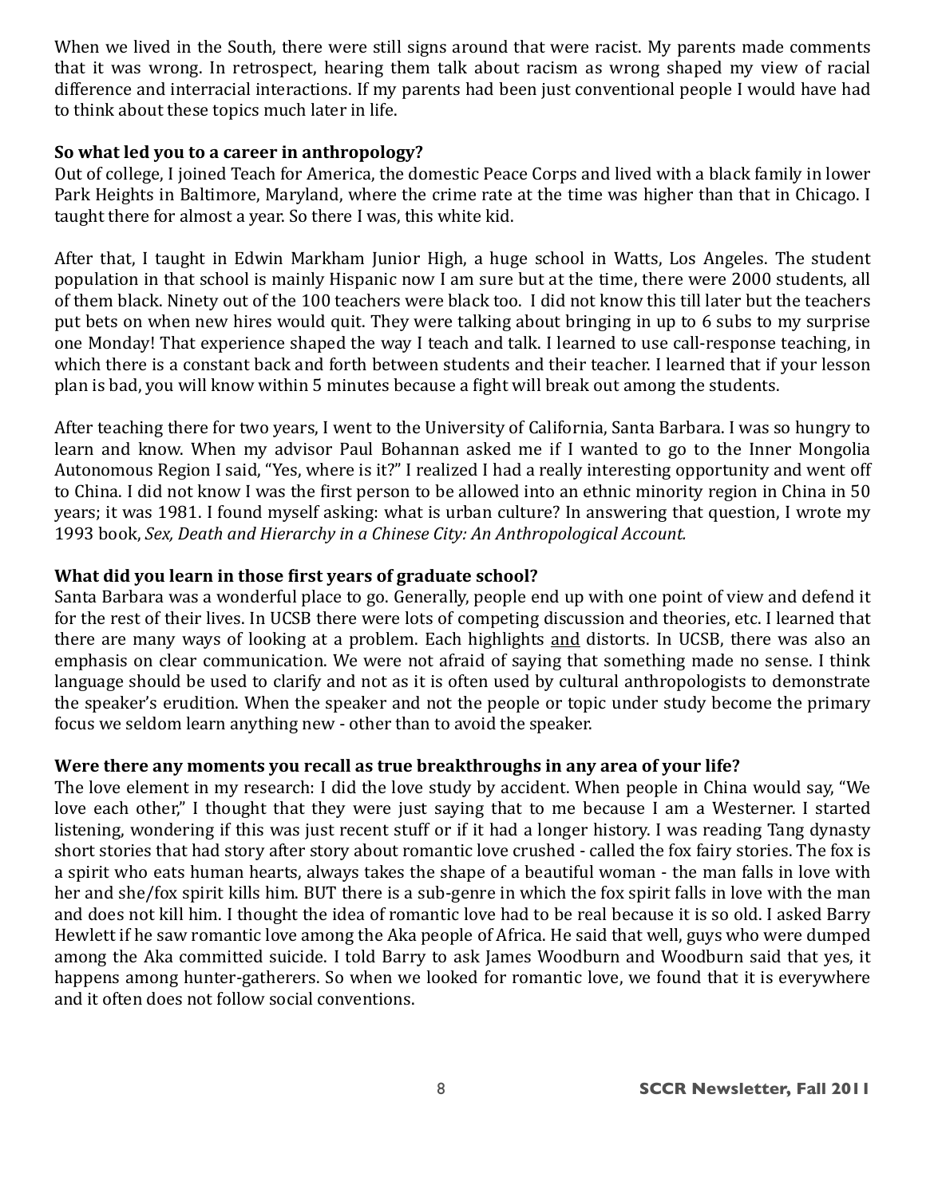When we lived in the South, there were still signs around that were racist. My parents made comments that it was wrong. In retrospect, hearing them talk about racism as wrong shaped my view of racial difference and interracial interactions. If my parents had been just conventional people I would have had to think about these topics much later in life.

**So what led you to a career in anthropology?**

Out of college, I joined Teach for America, the domestic Peace Corps and lived with a black family in lower Park Heights in Baltimore, Maryland, where the crime rate at the time was higher than that in Chicago. I taught there for almost a year. So there I was, this white kid.

After that, I taught in Edwin Markham Junior High, a huge school in Watts, Los Angeles. The student population in that school is mainly Hispanic now I am sure but at the time, there were 2000 students, all of them black. Ninety out of the 100 teachers were black too. I did not know this till later but the teachers put bets on when new hires would quit. They were talking about bringing in up to 6 subs to my surprise one Monday! That experience shaped the way I teach and talk. I learned to use call-response teaching, in which there is a constant back and forth between students and their teacher. I learned that if your lesson plan is bad, you will know within 5 minutes because a fight will break out among the students.

After teaching there for two years, I went to the University of California, Santa Barbara. I was so hungry to learn and know. When my advisor Paul Bohannan asked me if I wanted to go to the Inner Mongolia Autonomous Region I said, "Yes, where is it?" I realized I had a really interesting opportunity and went off to China. I did not know I was the first person to be allowed into an ethnic minority region in China in 50 years; it was 1981. I found myself asking: what is urban culture? In answering that question, I wrote my 1993 book, *Sex, Death and Hierarchy in a Chinese City: An Anthropological Account.*

**What did you learn in those first years of graduate school?**

Santa Barbara was a wonderful place to go. Generally, people end up with one point of view and defend it for the rest of their lives. In UCSB there were lots of competing discussion and theories, etc. I learned that there are many ways of looking at a problem. Each highlights <u>and</u> distorts. In UCSB, there was also an emphasis on clear communication. We were not afraid of saying that something made no sense. I think language should be used to clarify and not as it is often used by cultural anthropologists to demonstrate the speaker's erudition. When the speaker and not the people or topic under study become the primary focus we seldom learn anything new - other than to avoid the speaker.

**Were there any moments you recall as true breakthroughs in any area of your life?**

The love element in my research: I did the love study by accident. When people in China would say, "We love each other," I thought that they were just saying that to me because I am a Westerner. I started listening, wondering if this was just recent stuff or if it had a longer history. I was reading Tang dynasty short stories that had story after story about romantic love crushed - called the fox fairy stories. The fox is a spirit who eats human hearts, always takes the shape of a beautiful woman - the man falls in love with her and she/fox spirit kills him. BUT there is a sub-genre in which the fox spirit falls in love with the man and does not kill him. I thought the idea of romantic love had to be real because it is so old. I asked Barry Hewlett if he saw romantic love among the Aka people of Africa. He said that well, guys who were dumped among the Aka committed suicide. I told Barry to ask James Woodburn and Woodburn said that yes, it happens among hunter-gatherers. So when we looked for romantic love, we found that it is everywhere and it often does not follow social conventions.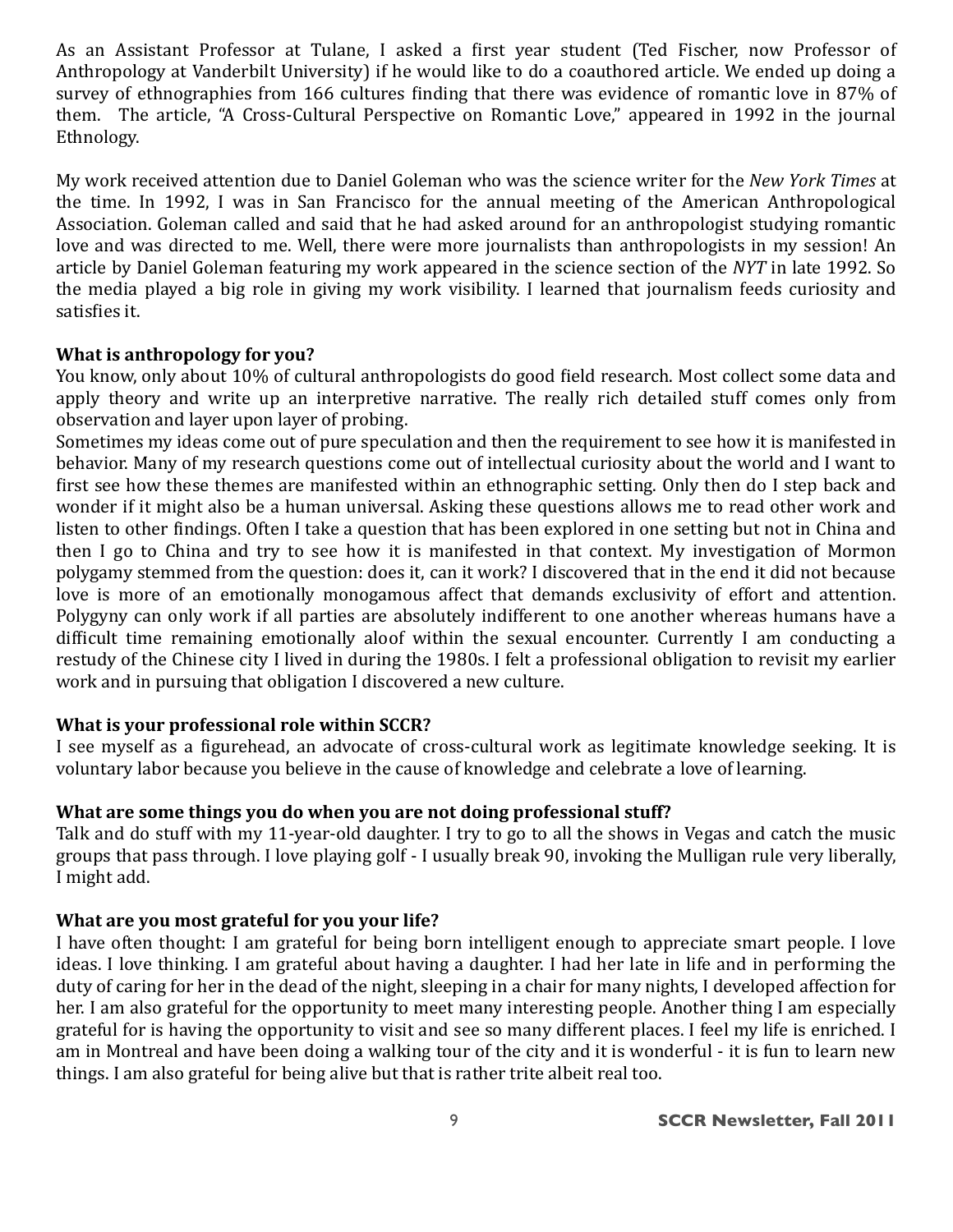As an Assistant Professor at Tulane, I asked a first year student (Ted Fischer, now Professor of Anthropology at Vanderbilt University) if he would like to do a coauthored article. We ended up doing a survey of ethnographies from 166 cultures finding that there was evidence of romantic love in 87% of them. The article, "A Cross-Cultural Perspective on Romantic Love," appeared in 1992 in the journal Ethnology.

My work received attention due to Daniel Goleman who was the science writer for the *New York Times* at the time. In 1992, I was in San Francisco for the annual meeting of the American Anthropological Association. Goleman called and said that he had asked around for an anthropologist studying romantic love and was directed to me. Well, there were more journalists than anthropologists in my session! An article by Daniel Goleman featuring my work appeared in the science section of the *NYT* in late 1992. So the media played a big role in giving my work visibility. I learned that journalism feeds curiosity and satisfies it.

**What is anthropology for you?**

You know, only about 10% of cultural anthropologists do good field research. Most collect some data and apply theory and write up an interpretive narrative. The really rich detailed stuff comes only from observation and layer upon layer of probing.

Sometimes my ideas come out of pure speculation and then the requirement to see how it is manifested in behavior. Many of my research questions come out of intellectual curiosity about the world and I want to first see how these themes are manifested within an ethnographic setting. Only then do I step back and wonder if it might also be a human universal. Asking these questions allows me to read other work and listen to other findings. Often I take a question that has been explored in one setting but not in China and then I go to China and try to see how it is manifested in that context. My investigation of Mormon polygamy stemmed from the question: does it, can it work? I discovered that in the end it did not because love is more of an emotionally monogamous affect that demands exclusivity of effort and attention. Polygyny can only work if all parties are absolutely indifferent to one another whereas humans have a difficult time remaining emotionally aloof within the sexual encounter. Currently I am conducting a restudy of the Chinese city I lived in during the 1980s. I felt a professional obligation to revisit my earlier work and in pursuing that obligation I discovered a new culture.

**What is your professional role within SCCR?**

I see myself as a figurehead, an advocate of cross-cultural work as legitimate knowledge seeking. It is voluntary labor because you believe in the cause of knowledge and celebrate a love of learning.

**What are some things you do when you are not doing professional stuff?**

Talk and do stuff with my 11-year-old daughter. I try to go to all the shows in Vegas and catch the music groups that pass through. I love playing golf - I usually break 90, invoking the Mulligan rule very liberally, I might add.

**What are you most grateful for you your life?**

I have often thought: I am grateful for being born intelligent enough to appreciate smart people. I love ideas. I love thinking. I am grateful about having a daughter. I had her late in life and in performing the duty of caring for her in the dead of the night, sleeping in a chair for many nights, I developed affection for her. I am also grateful for the opportunity to meet many interesting people. Another thing I am especially grateful for is having the opportunity to visit and see so many different places. I feel my life is enriched. I am in Montreal and have been doing a walking tour of the city and it is wonderful - it is fun to learn new things. I am also grateful for being alive but that is rather trite albeit real too.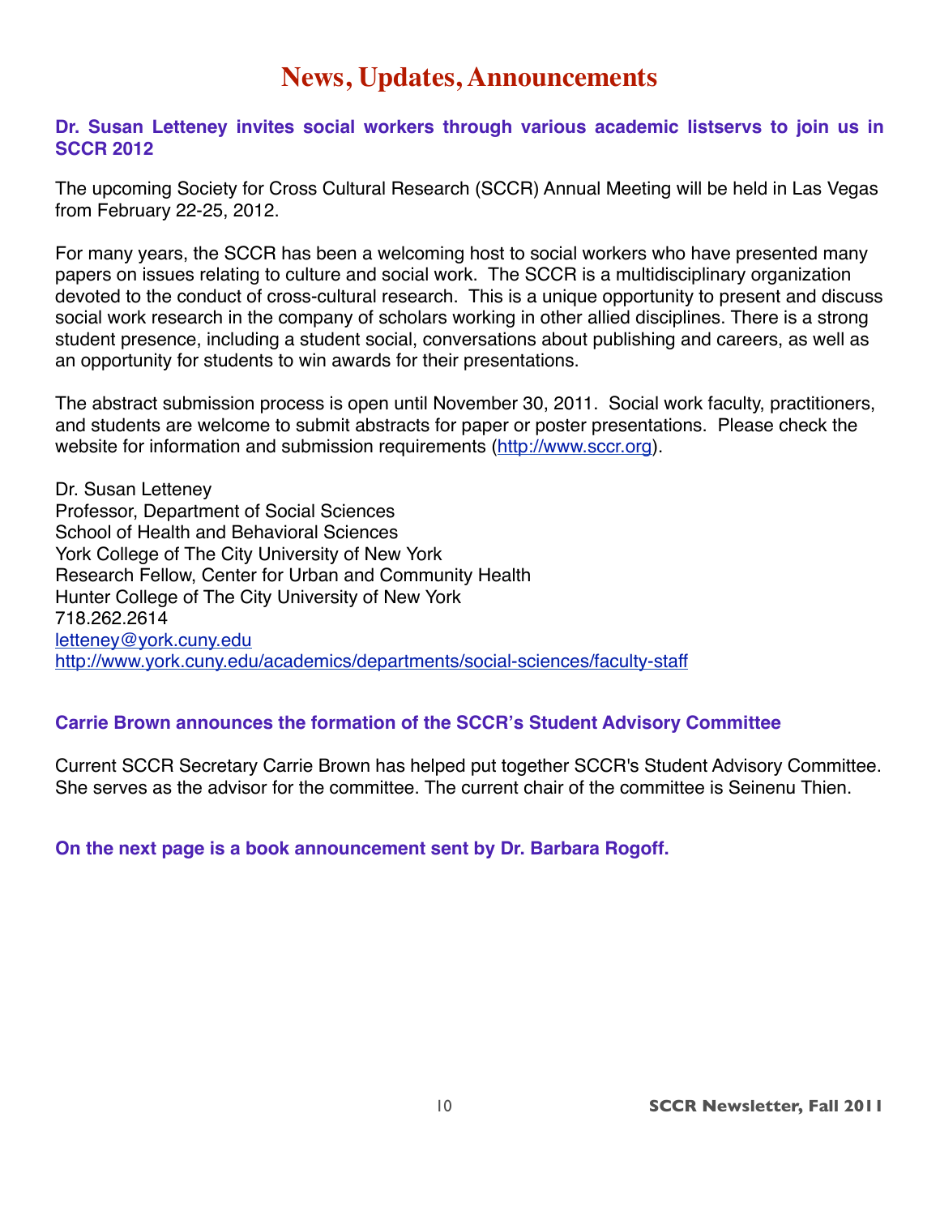# News, Updates, Announcements

**Dr. Susan Letteney invites social workers through various academic listservs to join us in SCCR 2012**

The upcoming Society for Cross Cultural Research (SCCR) Annual Meeting will be held in Las Vegas from February 22-25, 2012.

For many years, the SCCR has been a welcoming host to social workers who have presented many papers on issues relating to culture and social work. The SCCR is a multidisciplinary organization devoted to the conduct of cross-cultural research. This is a unique opportunity to present and discuss social work research in the company of scholars working in other allied disciplines. There is a strong student presence, including a student social, conversations about publishing and careers, as well as an opportunity for students to win awards for their presentations.

The abstract submission process is open until November 30, 2011. Social work faculty, practitioners, and students are welcome to submit abstracts for paper or poster presentations. Please check the website for information and submission requirements (http://www.sccr.org).

Dr. Susan Letteney
Professor, Department of Social Sciences
School of Health and Behavioral Sciences
York College of The City University of New York
Research Fellow, Center for Urban and Community Health
Hunter College of The City University of New York
718.262.2614
letteney@york.cuny.edu
http://www.york.cuny.edu/academics/departments/social-sciences/faculty-staff

**Carrie Brown announces the formation of the SCCR's Student Advisory Committee**

Current SCCR Secretary Carrie Brown has helped put together SCCR's Student Advisory Committee. She serves as the advisor for the committee. The current chair of the committee is Seinenu Thien.

**On the next page is a book announcement sent by Dr. Barbara Rogoff.**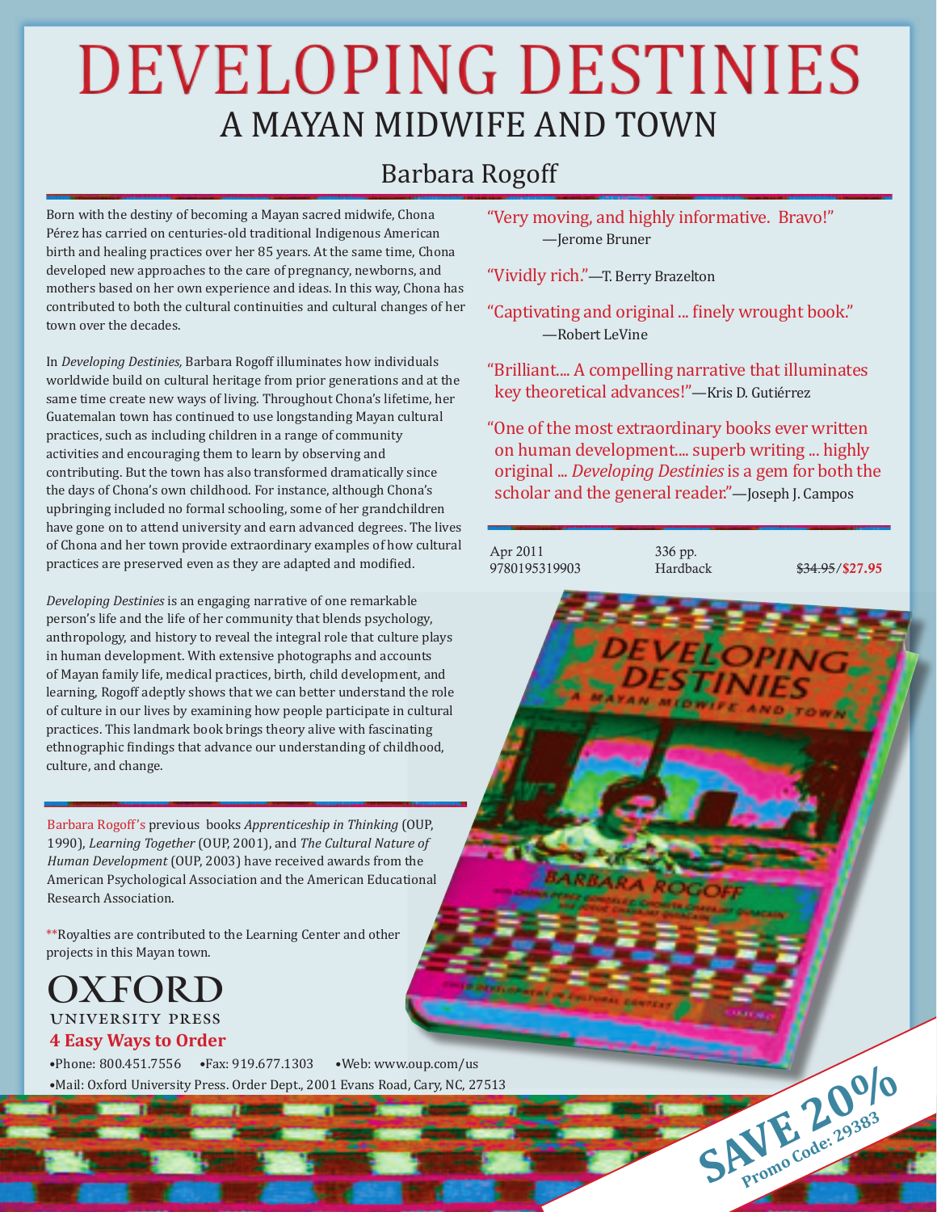# DEVELOPING DESTINIES

## A MAYAN MIDWIFE AND TOWN

### Barbara Rogoff

Born with the destiny of becoming a Mayan sacred midwife, Chona Pérez has carried on centuries-old traditional Indigenous American birth and healing practices over her 85 years. At the same time, Chona developed new approaches to the care of pregnancy, newborns, and mothers based on her own experience and ideas. In this way, Chona has contributed to both the cultural continuities and cultural changes of her town over the decades.

In *Developing Destinies,* Barbara Rogoff illuminates how individuals worldwide build on cultural heritage from prior generations and at the same time create new ways of living. Throughout Chona's lifetime, her Guatemalan town has continued to use longstanding Mayan cultural practices, such as including children in a range of community activities and encouraging them to learn by observing and contributing. But the town has also transformed dramatically since the days of Chona's own childhood. For instance, although Chona's upbringing included no formal schooling, some of her grandchildren have gone on to attend university and earn advanced degrees. The lives of Chona and her town provide extraordinary examples of how cultural practices are preserved even as they are adapted and modified.

*Developing Destinies* is an engaging narrative of one remarkable person's life and the life of her community that blends psychology, anthropology, and history to reveal the integral role that culture plays in human development. With extensive photographs and accounts of Mayan family life, medical practices, birth, child development, and learning, Rogoff adeptly shows that we can better understand the role of culture in our lives by examining how people participate in cultural practices. This landmark book brings theory alive with fascinating ethnographic findings that advance our understanding of childhood, culture, and change.

"Very moving, and highly informative. Bravo!"
—Jerome Bruner

"Vividly rich."—T. Berry Brazelton

"Captivating and original ... finely wrought book."
—Robert LeVine

"Brilliant.... A compelling narrative that illuminates key theoretical advances!"—Kris D. Gutiérrez

"One of the most extraordinary books ever written on human development.... superb writing ... highly original ... *Developing Destinies* is a gem for both the scholar and the general reader."—Joseph J. Campos

Apr 2011 | 336 pp. | ~~$34.95~~/**$27.95**
9780195319903 | Hardback

Barbara Rogoff's previous books *Apprenticeship in Thinking* (OUP, 1990), *Learning Together* (OUP, 2001), and *The Cultural Nature of Human Development* (OUP, 2003) have received awards from the American Psychological Association and the American Educational Research Association.

**Royalties are contributed to the Learning Center and other projects in this Mayan town.

OXFORD
UNIVERSITY PRESS

**4 Easy Ways to Order**

- Phone: 800.451.7556
- Fax: 919.677.1303
- Web: www.oup.com/us
- Mail: Oxford University Press. Order Dept., 2001 Evans Road, Cary, NC, 27513

**SAVE 20%**
Promo Code: 29383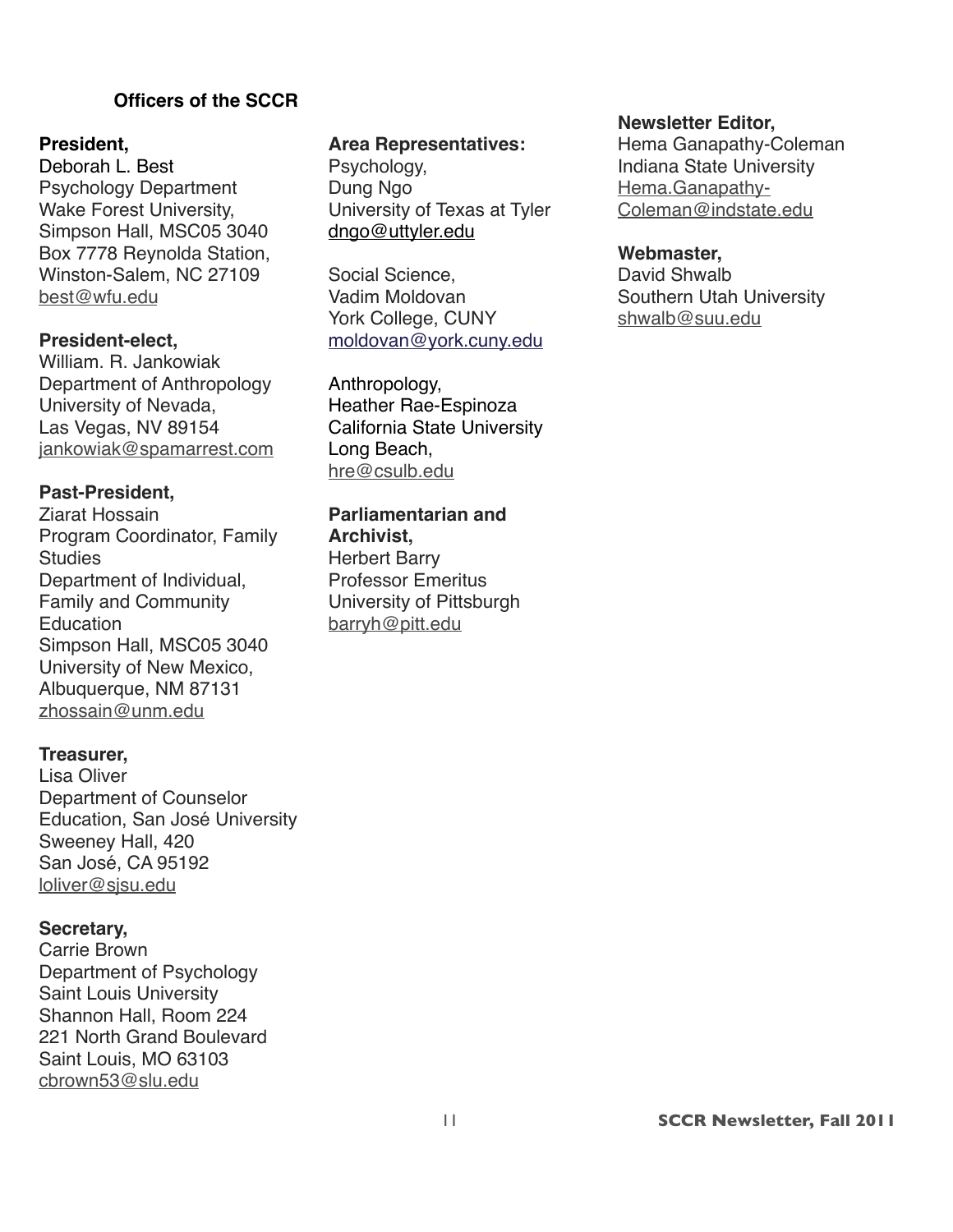## Officers of the SCCR

**President,**
Deborah L. Best
Psychology Department
Wake Forest University,
Simpson Hall, MSC05 3040
Box 7778 Reynolda Station,
Winston-Salem, NC 27109
best@wfu.edu

**President-elect,**
William. R. Jankowiak
Department of Anthropology
University of Nevada,
Las Vegas, NV 89154
jankowiak@spamarrest.com

**Past-President,**
Ziarat Hossain
Program Coordinator, Family Studies
Department of Individual, Family and Community Education
Simpson Hall, MSC05 3040
University of New Mexico,
Albuquerque, NM 87131
zhossain@unm.edu

**Treasurer,**
Lisa Oliver
Department of Counselor Education, San José University
Sweeney Hall, 420
San José, CA 95192
loliver@sjsu.edu

**Secretary,**
Carrie Brown
Department of Psychology
Saint Louis University
Shannon Hall, Room 224
221 North Grand Boulevard
Saint Louis, MO 63103
cbrown53@slu.edu

**Area Representatives:**

Psychology,
Dung Ngo
University of Texas at Tyler
dngo@uttyler.edu

Social Science,
Vadim Moldovan
York College, CUNY
moldovan@york.cuny.edu

Anthropology,
Heather Rae-Espinoza
California State University Long Beach,
hre@csulb.edu

**Parliamentarian and Archivist,**
Herbert Barry
Professor Emeritus
University of Pittsburgh
barryh@pitt.edu

**Newsletter Editor,**
Hema Ganapathy-Coleman
Indiana State University
Hema.Ganapathy-Coleman@indstate.edu

**Webmaster,**
David Shwalb
Southern Utah University
shwalb@suu.edu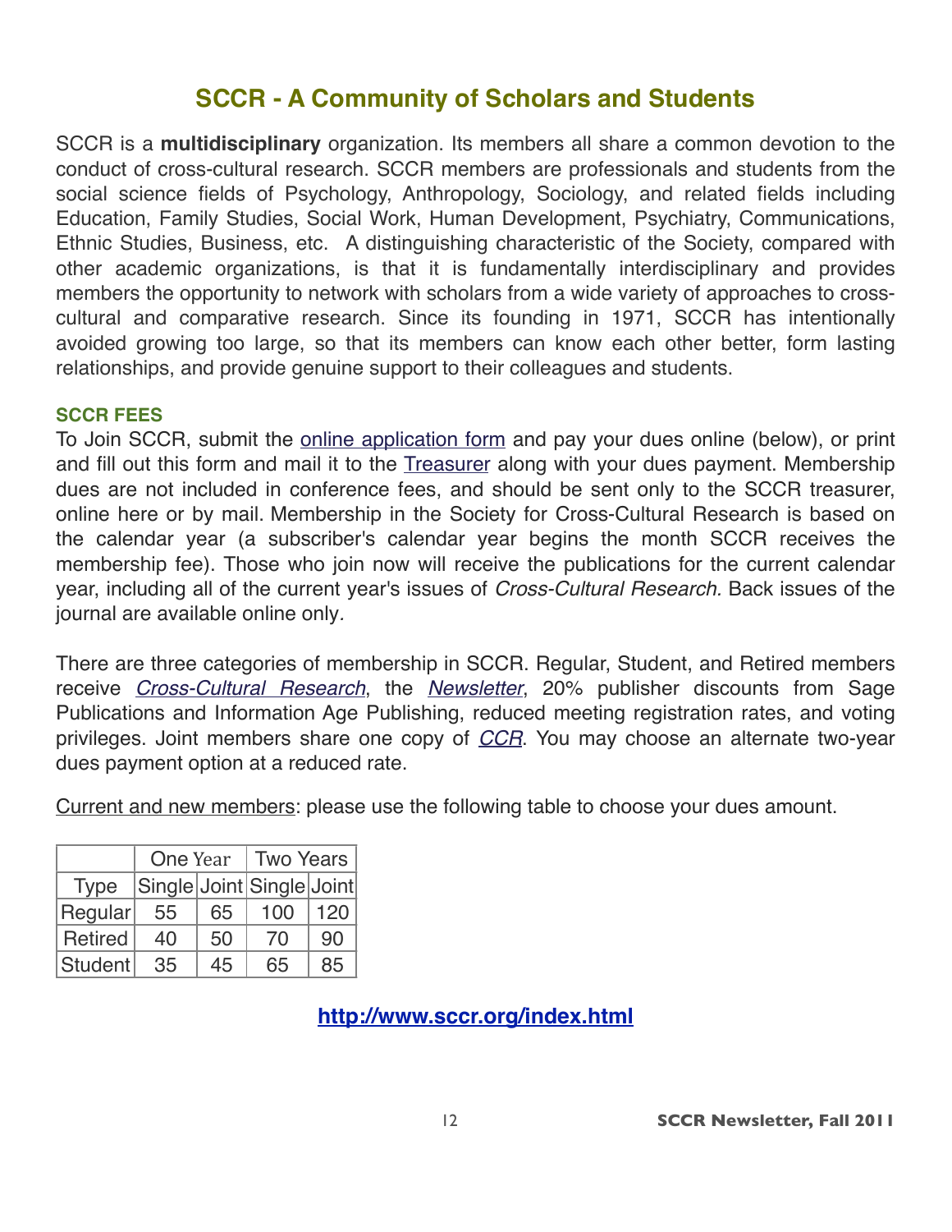# SCCR - A Community of Scholars and Students

SCCR is a **multidisciplinary** organization. Its members all share a common devotion to the conduct of cross-cultural research. SCCR members are professionals and students from the social science fields of Psychology, Anthropology, Sociology, and related fields including Education, Family Studies, Social Work, Human Development, Psychiatry, Communications, Ethnic Studies, Business, etc. A distinguishing characteristic of the Society, compared with other academic organizations, is that it is fundamentally interdisciplinary and provides members the opportunity to network with scholars from a wide variety of approaches to cross-cultural and comparative research. Since its founding in 1971, SCCR has intentionally avoided growing too large, so that its members can know each other better, form lasting relationships, and provide genuine support to their colleagues and students.

### SCCR FEES

To Join SCCR, submit the online application form and pay your dues online (below), or print and fill out this form and mail it to the Treasurer along with your dues payment. Membership dues are not included in conference fees, and should be sent only to the SCCR treasurer, online here or by mail. Membership in the Society for Cross-Cultural Research is based on the calendar year (a subscriber's calendar year begins the month SCCR receives the membership fee). Those who join now will receive the publications for the current calendar year, including all of the current year's issues of *Cross-Cultural Research.* Back issues of the journal are available online only.

There are three categories of membership in SCCR. Regular, Student, and Retired members receive *Cross-Cultural Research*, the *Newsletter*, 20% publisher discounts from Sage Publications and Information Age Publishing, reduced meeting registration rates, and voting privileges. Joint members share one copy of *CCR*. You may choose an alternate two-year dues payment option at a reduced rate.

Current and new members: please use the following table to choose your dues amount.

| | One Year | | Two Years | |
|---|---|---|---|---|
| Type | Single | Joint | Single | Joint |
| Regular | 55 | 65 | 100 | 120 |
| Retired | 40 | 50 | 70 | 90 |
| Student | 35 | 45 | 65 | 85 |

**http://www.sccr.org/index.html**